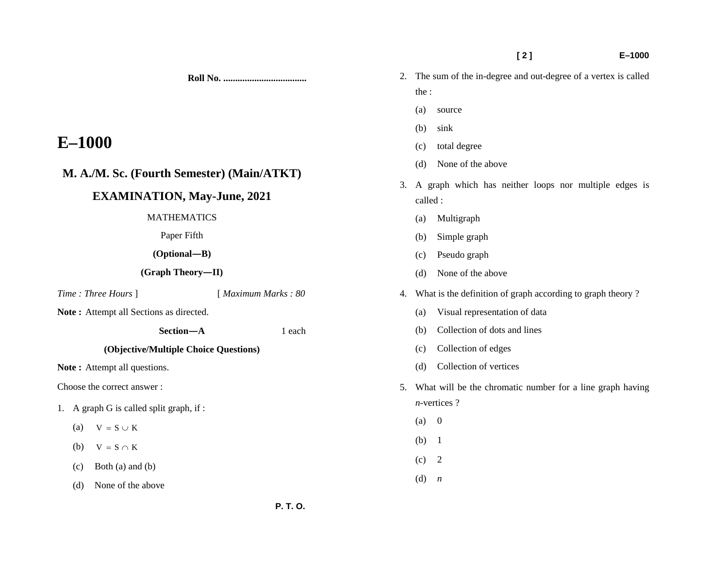Roll No. ..................................

# E–1000

## M. A./M. Sc. (Fourth Semester) (Main/ATKT)

## EXAMINATION, May-June, 2021

MATHEMATICS

Paper Fifth

**(Optional—B)**

**(Graph Theory—II)**

*Time : Three Hours* ] [ *Maximum Marks : 80*

**Note :** Attempt all Sections as directed.

**Section—A** 1 each

**(Objective/Multiple Choice Questions)**

**Note :** Attempt all questions.

Choose the correct answer :

1. A graph G is called split graph, if :
   - (a) $V = S \cup K$
   - (b) $V = S \cap K$
   - (c) Both (a) and (b)
   - (d) None of the above

2. The sum of the in-degree and out-degree of a vertex is called the :
   - (a) source
   - (b) sink
   - (c) total degree
   - (d) None of the above

3. A graph which has neither loops nor multiple edges is called :
   - (a) Multigraph
   - (b) Simple graph
   - (c) Pseudo graph
   - (d) None of the above

4. What is the definition of graph according to graph theory ?
   - (a) Visual representation of data
   - (b) Collection of dots and lines
   - (c) Collection of edges
   - (d) Collection of vertices

5. What will be the chromatic number for a line graph having $n$-vertices ?
   - (a) 0
   - (b) 1
   - (c) 2
   - (d) $n$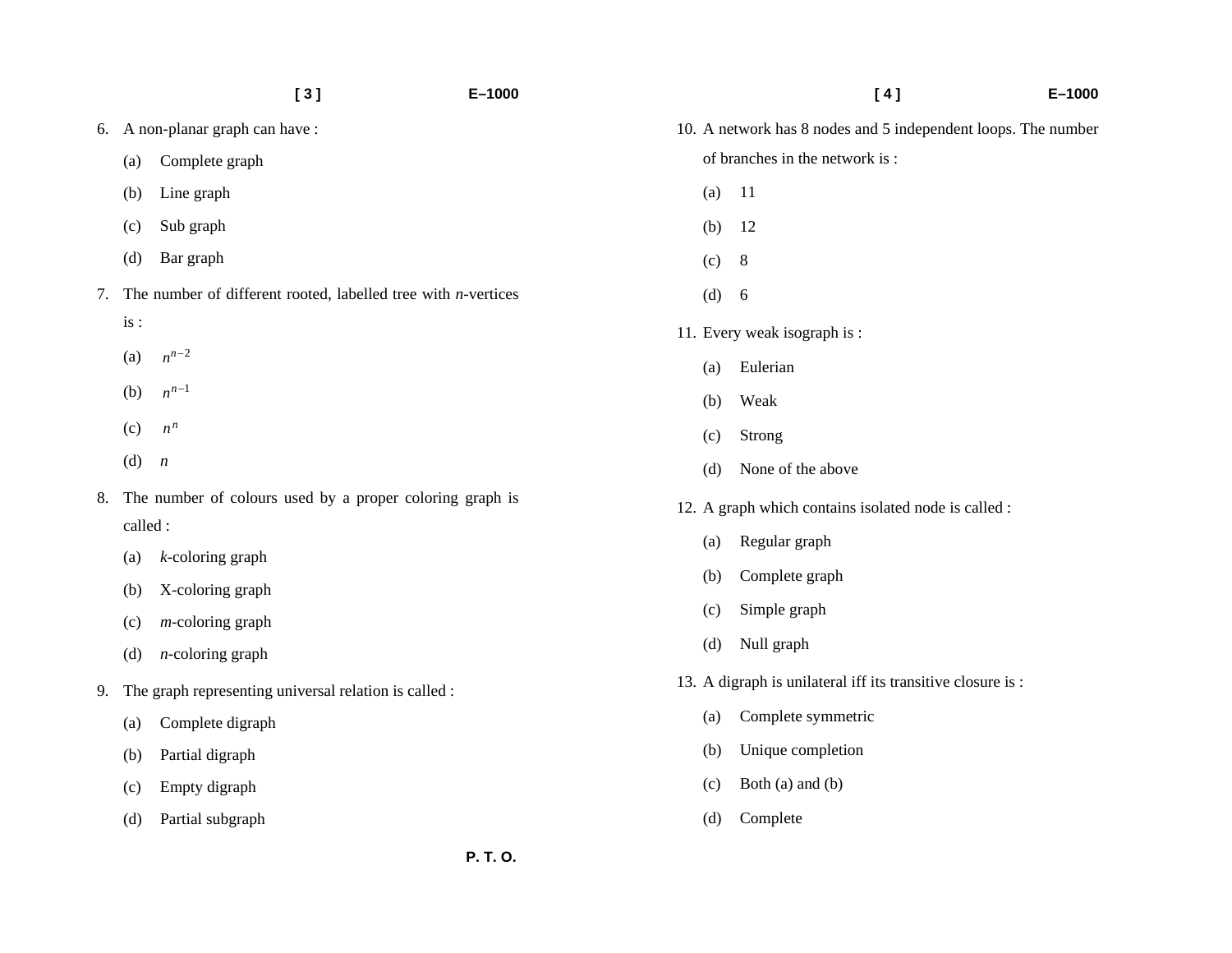6. A non-planar graph can have :

   (a) Complete graph

   (b) Line graph

   (c) Sub graph

   (d) Bar graph

7. The number of different rooted, labelled tree with *n*-vertices is :

   (a) $n^{n-2}$

   (b) $n^{n-1}$

   (c) $n^{n}$

   (d) $n$

8. The number of colours used by a proper coloring graph is called :

   (a) *k*-coloring graph

   (b) X-coloring graph

   (c) *m*-coloring graph

   (d) *n*-coloring graph

9. The graph representing universal relation is called :

   (a) Complete digraph

   (b) Partial digraph

   (c) Empty digraph

   (d) Partial subgraph

10. A network has 8 nodes and 5 independent loops. The number of branches in the network is :

    (a) 11

    (b) 12

    (c) 8

    (d) 6

11. Every weak isograph is :

    (a) Eulerian

    (b) Weak

    (c) Strong

    (d) None of the above

12. A graph which contains isolated node is called :

    (a) Regular graph

    (b) Complete graph

    (c) Simple graph

    (d) Null graph

13. A digraph is unilateral iff its transitive closure is :

    (a) Complete symmetric

    (b) Unique completion

    (c) Both (a) and (b)

    (d) Complete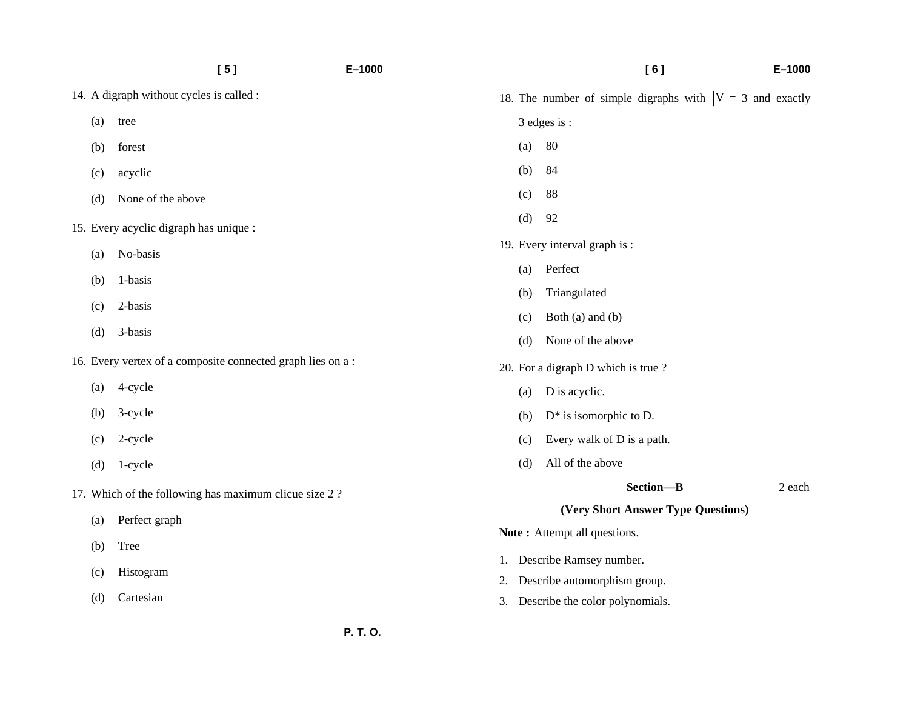14. A digraph without cycles is called :

(a) tree

(b) forest

(c) acyclic

(d) None of the above

15. Every acyclic digraph has unique :

(a) No-basis

(b) 1-basis

(c) 2-basis

(d) 3-basis

16. Every vertex of a composite connected graph lies on a :

(a) 4-cycle

(b) 3-cycle

(c) 2-cycle

(d) 1-cycle

17. Which of the following has maximum clicue size 2 ?

(a) Perfect graph

(b) Tree

(c) Histogram

(d) Cartesian

18. The number of simple digraphs with $|V| = 3$ and exactly 3 edges is :

(a) 80

(b) 84

(c) 88

(d) 92

19. Every interval graph is :

(a) Perfect

(b) Triangulated

(c) Both (a) and (b)

(d) None of the above

20. For a digraph D which is true ?

(a) D is acyclic.

(b) D* is isomorphic to D.

(c) Every walk of D is a path.

(d) All of the above

## Section—B

2 each

**(Very Short Answer Type Questions)**

**Note :** Attempt all questions.

1. Describe Ramsey number.
2. Describe automorphism group.
3. Describe the color polynomials.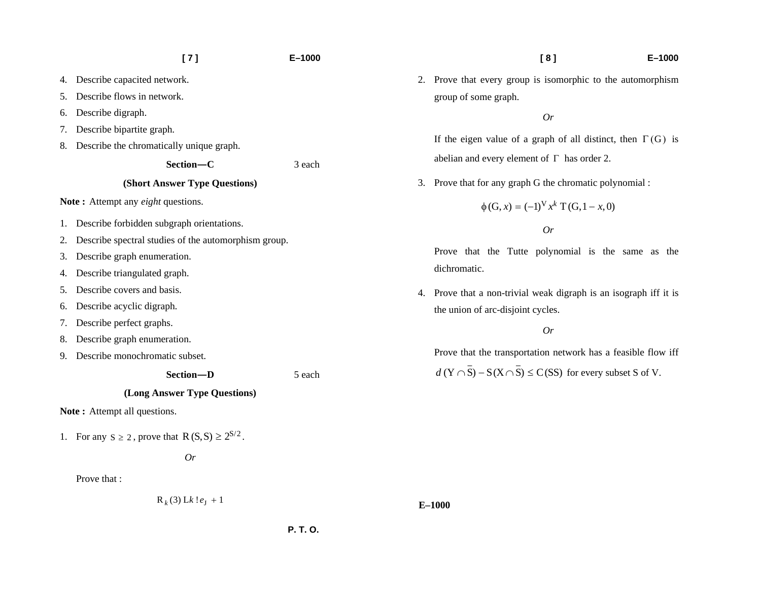4. Describe capacited network.
5. Describe flows in network.
6. Describe digraph.
7. Describe bipartite graph.
8. Describe the chromatically unique graph.

## Section—C 3 each

### (Short Answer Type Questions)

**Note :** Attempt any *eight* questions.

1. Describe forbidden subgraph orientations.
2. Describe spectral studies of the automorphism group.
3. Describe graph enumeration.
4. Describe triangulated graph.
5. Describe covers and basis.
6. Describe acyclic digraph.
7. Describe perfect graphs.
8. Describe graph enumeration.
9. Describe monochromatic subset.

## Section—D 5 each

### (Long Answer Type Questions)

**Note :** Attempt all questions.

1. For any $S \geq 2$, prove that $R(S, S) \geq 2^{S/2}$.

   *Or*

   Prove that :

   $$R_k(3)\ Lk!e_J + 1$$

2. Prove that every group is isomorphic to the automorphism group of some graph.

   *Or*

   If the eigen value of a graph of all distinct, then $\Gamma(G)$ is abelian and every element of $\Gamma$ has order 2.

3. Prove that for any graph G the chromatic polynomial :

   $$\phi(G, x) = (-1)^V x^k\ T(G, 1 - x, 0)$$

   *Or*

   Prove that the Tutte polynomial is the same as the dichromatic.

4. Prove that a non-trivial weak digraph is an isograph iff it is the union of arc-disjoint cycles.

   *Or*

   Prove that the transportation network has a feasible flow iff $d(Y \cap \bar{S}) - S(X \cap \bar{S}) \leq C(SS)$ for every subset S of V.